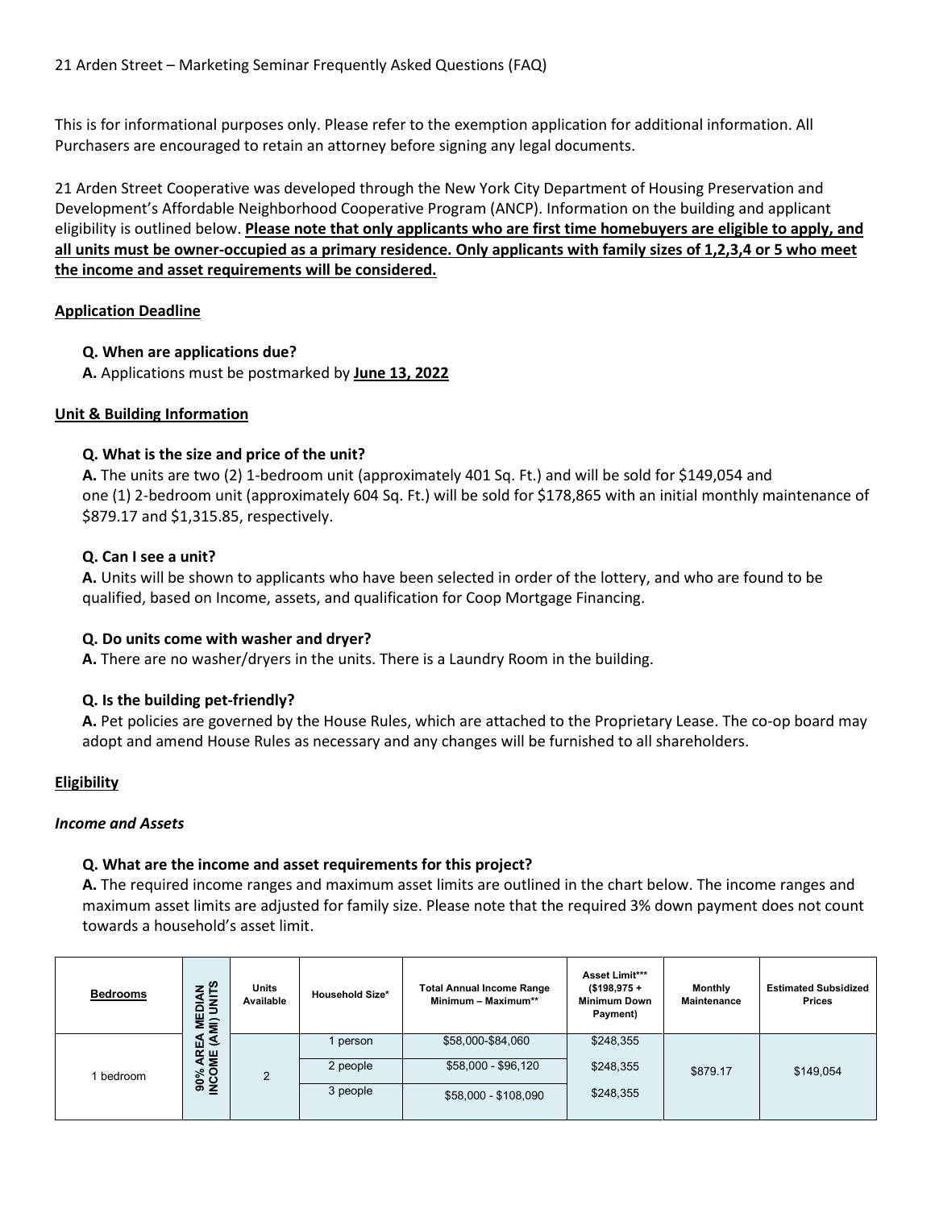21 Arden Street – Marketing Seminar Frequently Asked Questions (FAQ)

This is for informational purposes only. Please refer to the exemption application for additional information. All Purchasers are encouraged to retain an attorney before signing any legal documents.

21 Arden Street Cooperative was developed through the New York City Department of Housing Preservation and Development's Affordable Neighborhood Cooperative Program (ANCP). Information on the building and applicant eligibility is outlined below. **Please note that only applicants who are first time homebuyers are eligible to apply, and all units must be owner-occupied as a primary residence. Only applicants with family sizes of 1,2,3,4 or 5 who meet the income and asset requirements will be considered.**

## Application Deadline

**Q. When are applications due?**

**A.** Applications must be postmarked by **June 13, 2022**

## Unit & Building Information

**Q. What is the size and price of the unit?**

**A.** The units are two (2) 1-bedroom unit (approximately 401 Sq. Ft.) and will be sold for $149,054 and one (1) 2-bedroom unit (approximately 604 Sq. Ft.) will be sold for $178,865 with an initial monthly maintenance of $879.17 and $1,315.85, respectively.

**Q. Can I see a unit?**

**A.** Units will be shown to applicants who have been selected in order of the lottery, and who are found to be qualified, based on Income, assets, and qualification for Coop Mortgage Financing.

**Q. Do units come with washer and dryer?**

**A.** There are no washer/dryers in the units. There is a Laundry Room in the building.

**Q. Is the building pet-friendly?**

**A.** Pet policies are governed by the House Rules, which are attached to the Proprietary Lease. The co-op board may adopt and amend House Rules as necessary and any changes will be furnished to all shareholders.

## Eligibility

### *Income and Assets*

**Q. What are the income and asset requirements for this project?**

**A.** The required income ranges and maximum asset limits are outlined in the chart below. The income ranges and maximum asset limits are adjusted for family size. Please note that the required 3% down payment does not count towards a household's asset limit.

| Bedrooms | | Units Available | Household Size* | Total Annual Income Range Minimum – Maximum** | Asset Limit*** ($198,975 + Minimum Down Payment) | Monthly Maintenance | Estimated Subsidized Prices |
|---|---|---|---|---|---|---|---|
| 1 bedroom | 90% AREA MEDIAN INCOME (AMI) UNITS | 2 | 1 person | $58,000-$84,060 | $248,355 | $879.17 | $149,054 |
| | | | 2 people | $58,000 - $96,120 | $248,355 | | |
| | | | 3 people | $58,000 - $108,090 | $248,355 | | |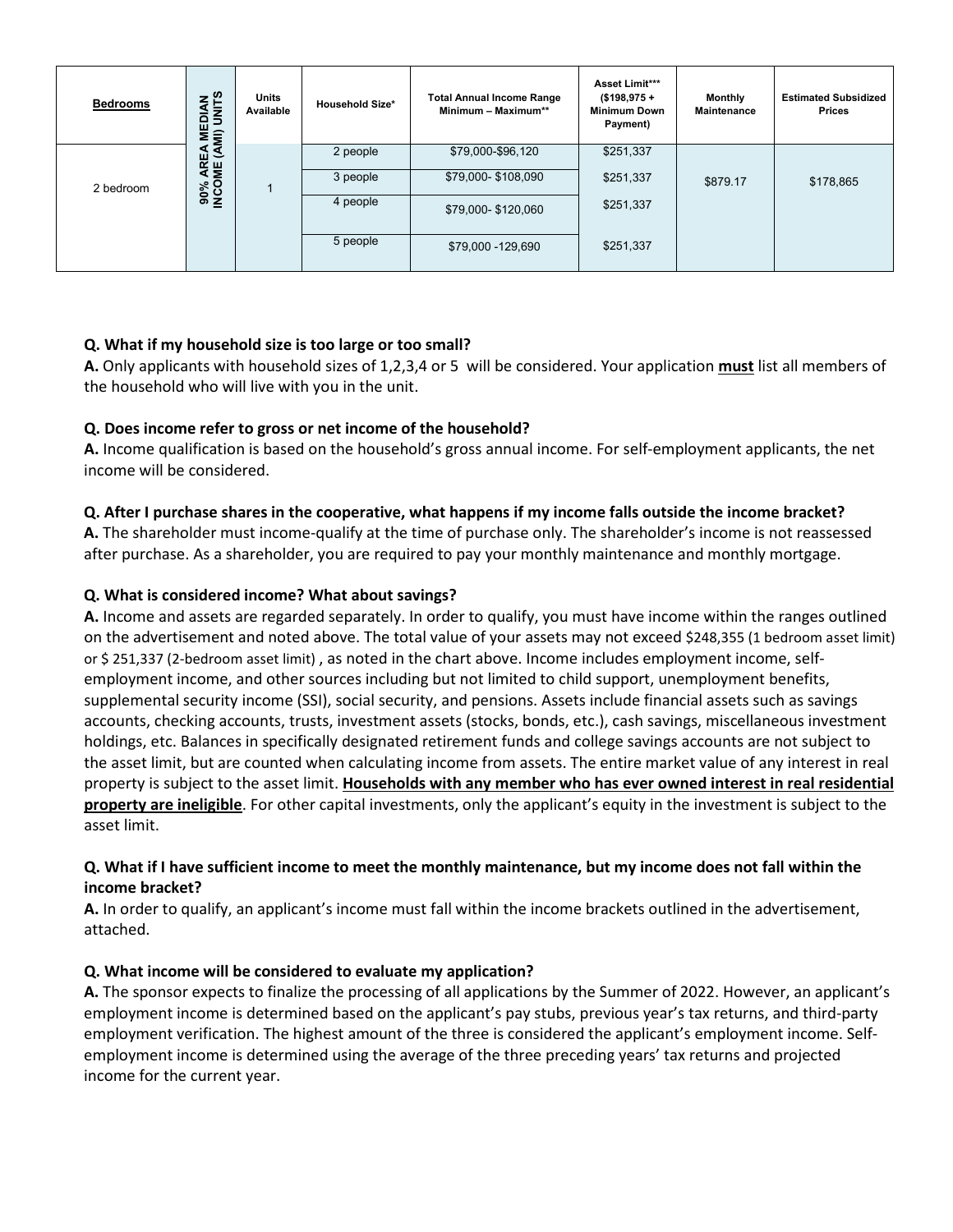| Bedrooms | 90% AREA MEDIAN INCOME (AMI) UNITS | Units Available | Household Size* | Total Annual Income Range Minimum – Maximum** | Asset Limit*** ($198,975 + Minimum Down Payment) | Monthly Maintenance | Estimated Subsidized Prices |
|---|---|---|---|---|---|---|---|
| 2 bedroom | | 1 | 2 people | $79,000-$96,120 | $251,337 | $879.17 | $178,865 |
| | | | 3 people | $79,000- $108,090 | $251,337 | | |
| | | | 4 people | $79,000- $120,060 | $251,337 | | |
| | | | 5 people | $79,000 -129,690 | $251,337 | | |

**Q. What if my household size is too large or too small?**
**A.** Only applicants with household sizes of 1,2,3,4 or 5 will be considered. Your application **must** list all members of the household who will live with you in the unit.

**Q. Does income refer to gross or net income of the household?**
**A.** Income qualification is based on the household's gross annual income. For self-employment applicants, the net income will be considered.

**Q. After I purchase shares in the cooperative, what happens if my income falls outside the income bracket?**
**A.** The shareholder must income-qualify at the time of purchase only. The shareholder's income is not reassessed after purchase. As a shareholder, you are required to pay your monthly maintenance and monthly mortgage.

**Q. What is considered income? What about savings?**
**A.** Income and assets are regarded separately. In order to qualify, you must have income within the ranges outlined on the advertisement and noted above. The total value of your assets may not exceed $248,355 (1 bedroom asset limit) or $ 251,337 (2-bedroom asset limit) , as noted in the chart above. Income includes employment income, self-employment income, and other sources including but not limited to child support, unemployment benefits, supplemental security income (SSI), social security, and pensions. Assets include financial assets such as savings accounts, checking accounts, trusts, investment assets (stocks, bonds, etc.), cash savings, miscellaneous investment holdings, etc. Balances in specifically designated retirement funds and college savings accounts are not subject to the asset limit, but are counted when calculating income from assets. The entire market value of any interest in real property is subject to the asset limit. **Households with any member who has ever owned interest in real residential property are ineligible**. For other capital investments, only the applicant's equity in the investment is subject to the asset limit.

**Q. What if I have sufficient income to meet the monthly maintenance, but my income does not fall within the income bracket?**
**A.** In order to qualify, an applicant's income must fall within the income brackets outlined in the advertisement, attached.

**Q. What income will be considered to evaluate my application?**
**A.** The sponsor expects to finalize the processing of all applications by the Summer of 2022. However, an applicant's employment income is determined based on the applicant's pay stubs, previous year's tax returns, and third-party employment verification. The highest amount of the three is considered the applicant's employment income. Self-employment income is determined using the average of the three preceding years' tax returns and projected income for the current year.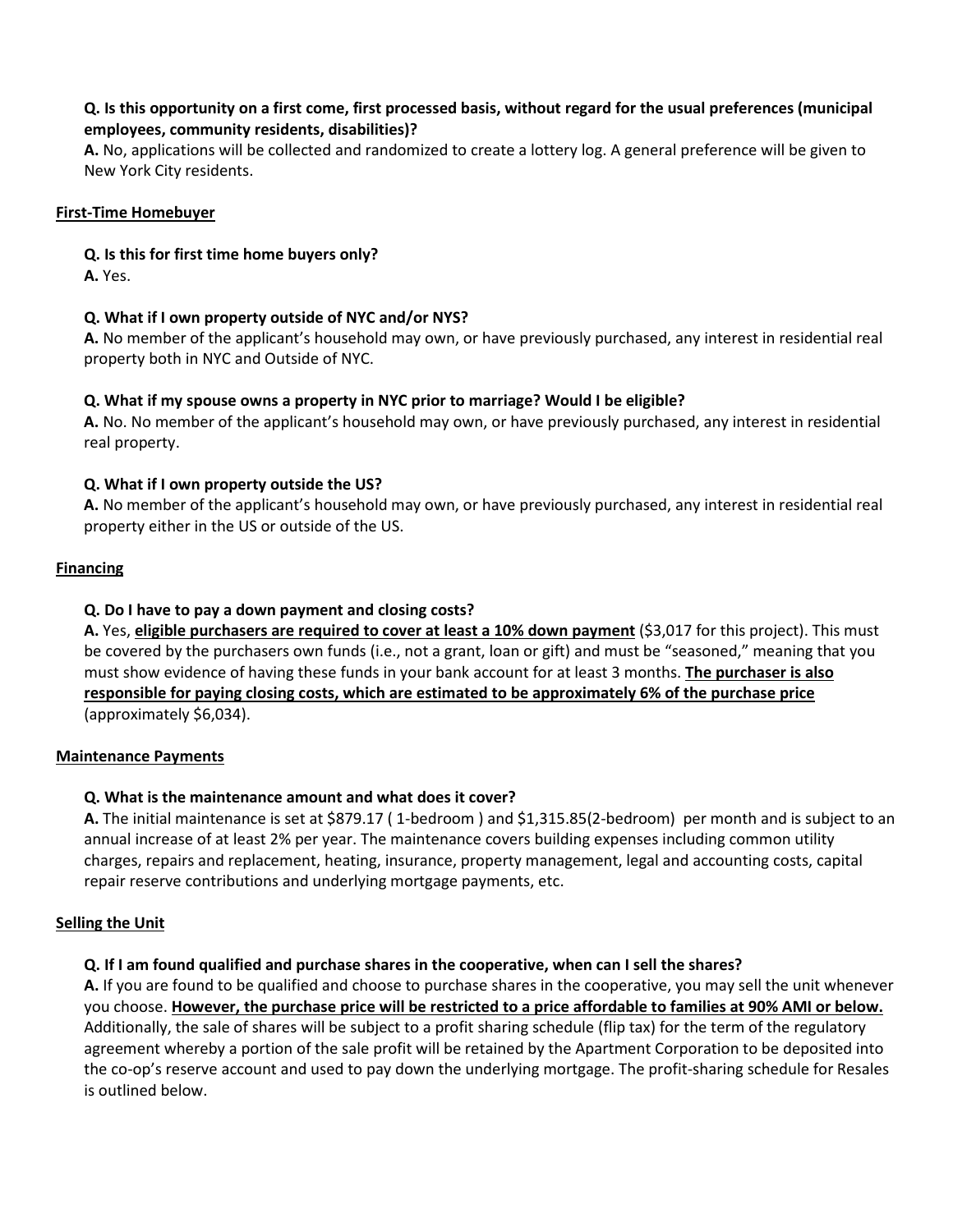**Q. Is this opportunity on a first come, first processed basis, without regard for the usual preferences (municipal employees, community residents, disabilities)?**
**A.** No, applications will be collected and randomized to create a lottery log. A general preference will be given to New York City residents.

## First-Time Homebuyer

**Q. Is this for first time home buyers only?**
**A.** Yes.

**Q. What if I own property outside of NYC and/or NYS?**
**A.** No member of the applicant's household may own, or have previously purchased, any interest in residential real property both in NYC and Outside of NYC.

**Q. What if my spouse owns a property in NYC prior to marriage? Would I be eligible?**
**A.** No. No member of the applicant's household may own, or have previously purchased, any interest in residential real property.

**Q. What if I own property outside the US?**
**A.** No member of the applicant's household may own, or have previously purchased, any interest in residential real property either in the US or outside of the US.

## Financing

**Q. Do I have to pay a down payment and closing costs?**
**A.** Yes, **eligible purchasers are required to cover at least a 10% down payment** ($3,017 for this project). This must be covered by the purchasers own funds (i.e., not a grant, loan or gift) and must be "seasoned," meaning that you must show evidence of having these funds in your bank account for at least 3 months. **The purchaser is also responsible for paying closing costs, which are estimated to be approximately 6% of the purchase price** (approximately $6,034).

## Maintenance Payments

**Q. What is the maintenance amount and what does it cover?**
**A.** The initial maintenance is set at $879.17 ( 1-bedroom ) and $1,315.85(2-bedroom) per month and is subject to an annual increase of at least 2% per year. The maintenance covers building expenses including common utility charges, repairs and replacement, heating, insurance, property management, legal and accounting costs, capital repair reserve contributions and underlying mortgage payments, etc.

## Selling the Unit

**Q. If I am found qualified and purchase shares in the cooperative, when can I sell the shares?**
**A.** If you are found to be qualified and choose to purchase shares in the cooperative, you may sell the unit whenever you choose. **However, the purchase price will be restricted to a price affordable to families at 90% AMI or below.** Additionally, the sale of shares will be subject to a profit sharing schedule (flip tax) for the term of the regulatory agreement whereby a portion of the sale profit will be retained by the Apartment Corporation to be deposited into the co-op's reserve account and used to pay down the underlying mortgage. The profit-sharing schedule for Resales is outlined below.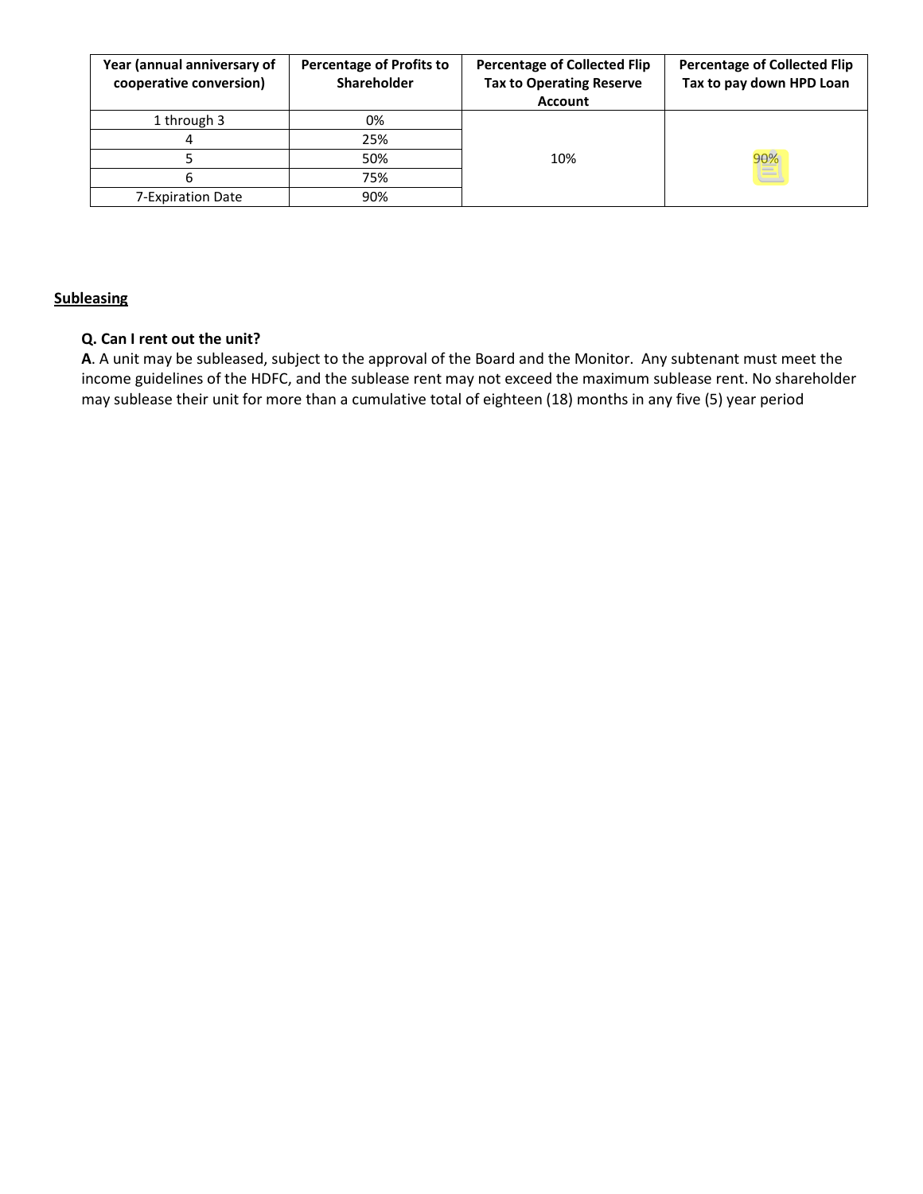| Year (annual anniversary of cooperative conversion) | Percentage of Profits to Shareholder | Percentage of Collected Flip Tax to Operating Reserve Account | Percentage of Collected Flip Tax to pay down HPD Loan |
|---|---|---|---|
| 1 through 3 | 0% | 10% | 90% |
| 4 | 25% | | |
| 5 | 50% | | |
| 6 | 75% | | |
| 7-Expiration Date | 90% | | |

## Subleasing

**Q. Can I rent out the unit?**

**A**. A unit may be subleased, subject to the approval of the Board and the Monitor. Any subtenant must meet the income guidelines of the HDFC, and the sublease rent may not exceed the maximum sublease rent. No shareholder may sublease their unit for more than a cumulative total of eighteen (18) months in any five (5) year period